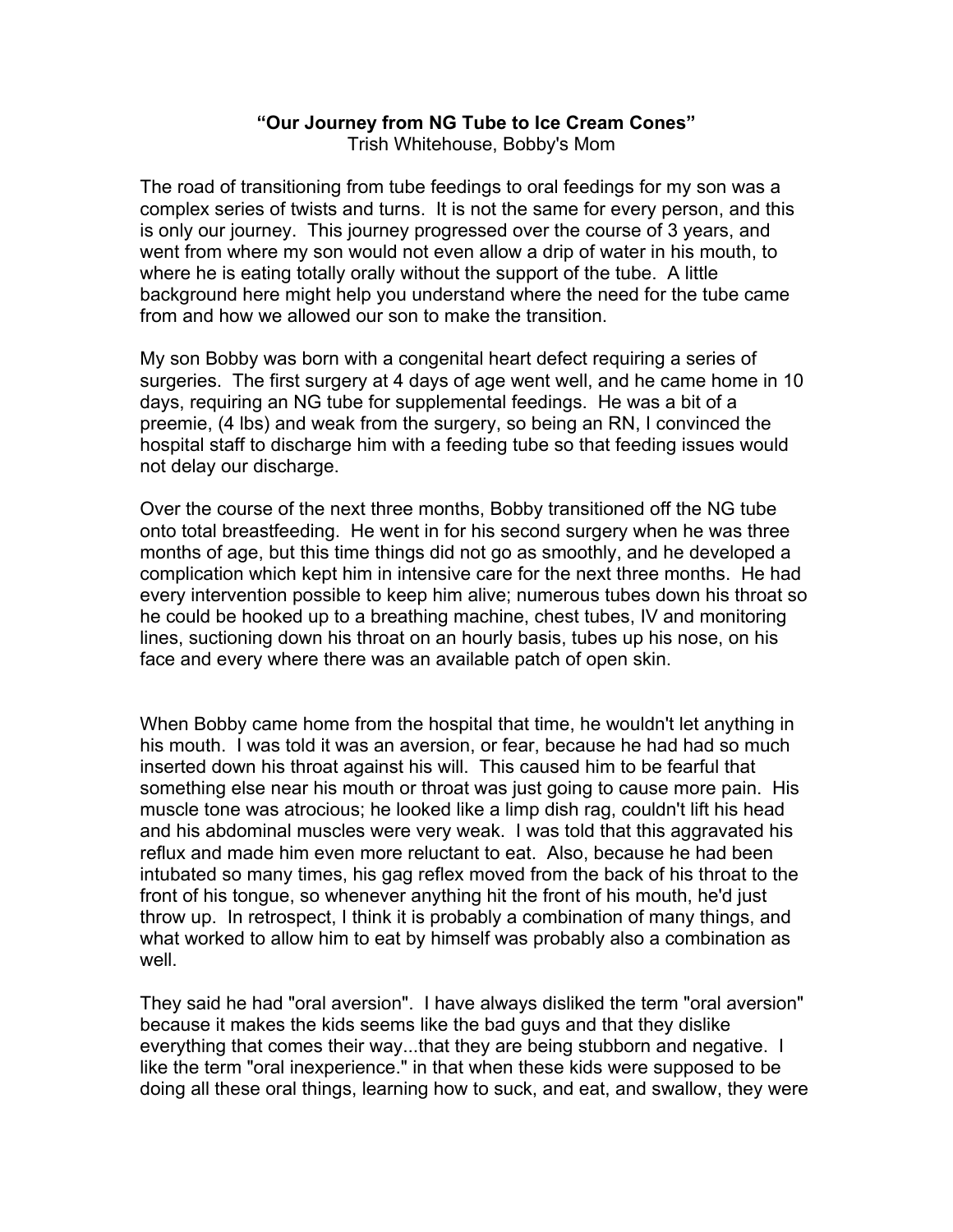**“Our Journey from NG Tube to Ice Cream Cones”**
Trish Whitehouse, Bobby's Mom

The road of transitioning from tube feedings to oral feedings for my son was a complex series of twists and turns. It is not the same for every person, and this is only our journey. This journey progressed over the course of 3 years, and went from where my son would not even allow a drip of water in his mouth, to where he is eating totally orally without the support of the tube. A little background here might help you understand where the need for the tube came from and how we allowed our son to make the transition.

My son Bobby was born with a congenital heart defect requiring a series of surgeries. The first surgery at 4 days of age went well, and he came home in 10 days, requiring an NG tube for supplemental feedings. He was a bit of a preemie, (4 lbs) and weak from the surgery, so being an RN, I convinced the hospital staff to discharge him with a feeding tube so that feeding issues would not delay our discharge.

Over the course of the next three months, Bobby transitioned off the NG tube onto total breastfeeding. He went in for his second surgery when he was three months of age, but this time things did not go as smoothly, and he developed a complication which kept him in intensive care for the next three months. He had every intervention possible to keep him alive; numerous tubes down his throat so he could be hooked up to a breathing machine, chest tubes, IV and monitoring lines, suctioning down his throat on an hourly basis, tubes up his nose, on his face and every where there was an available patch of open skin.

When Bobby came home from the hospital that time, he wouldn't let anything in his mouth. I was told it was an aversion, or fear, because he had had so much inserted down his throat against his will. This caused him to be fearful that something else near his mouth or throat was just going to cause more pain. His muscle tone was atrocious; he looked like a limp dish rag, couldn't lift his head and his abdominal muscles were very weak. I was told that this aggravated his reflux and made him even more reluctant to eat. Also, because he had been intubated so many times, his gag reflex moved from the back of his throat to the front of his tongue, so whenever anything hit the front of his mouth, he'd just throw up. In retrospect, I think it is probably a combination of many things, and what worked to allow him to eat by himself was probably also a combination as well.

They said he had "oral aversion". I have always disliked the term "oral aversion" because it makes the kids seems like the bad guys and that they dislike everything that comes their way...that they are being stubborn and negative. I like the term "oral inexperience." in that when these kids were supposed to be doing all these oral things, learning how to suck, and eat, and swallow, they were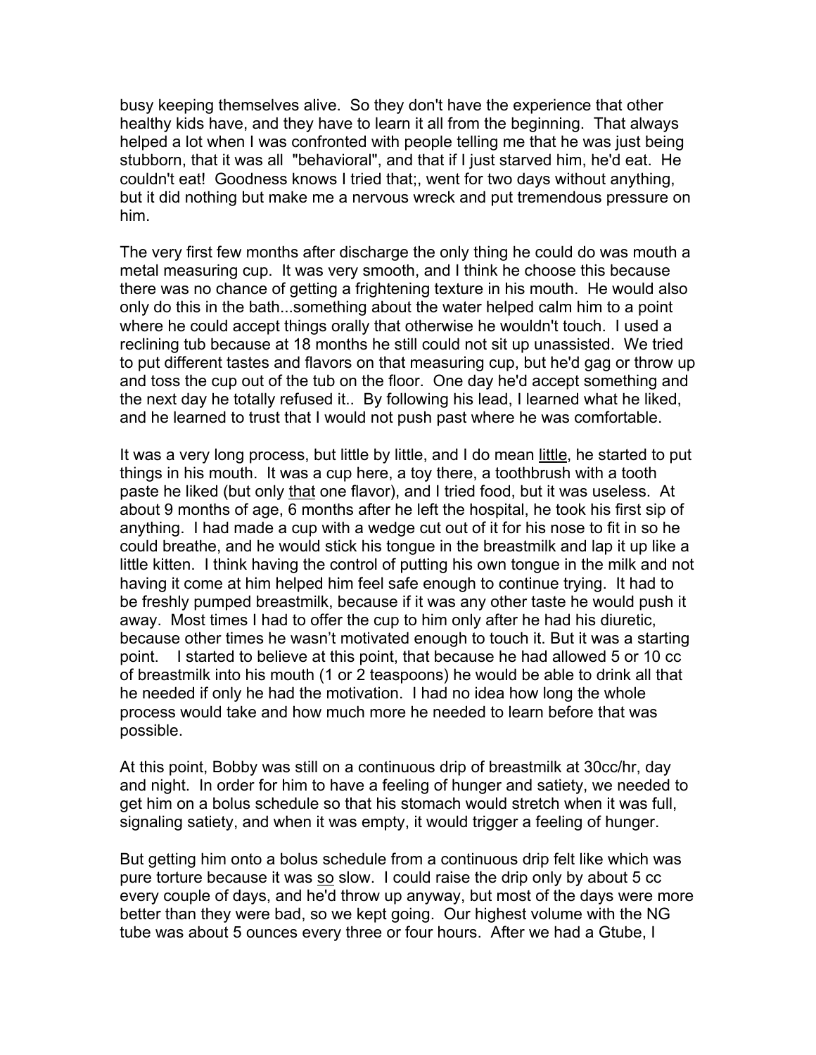busy keeping themselves alive. So they don't have the experience that other healthy kids have, and they have to learn it all from the beginning. That always helped a lot when I was confronted with people telling me that he was just being stubborn, that it was all "behavioral", and that if I just starved him, he'd eat. He couldn't eat! Goodness knows I tried that;, went for two days without anything, but it did nothing but make me a nervous wreck and put tremendous pressure on him.

The very first few months after discharge the only thing he could do was mouth a metal measuring cup. It was very smooth, and I think he choose this because there was no chance of getting a frightening texture in his mouth. He would also only do this in the bath...something about the water helped calm him to a point where he could accept things orally that otherwise he wouldn't touch. I used a reclining tub because at 18 months he still could not sit up unassisted. We tried to put different tastes and flavors on that measuring cup, but he'd gag or throw up and toss the cup out of the tub on the floor. One day he'd accept something and the next day he totally refused it.. By following his lead, I learned what he liked, and he learned to trust that I would not push past where he was comfortable.

It was a very long process, but little by little, and I do mean <u>little</u>, he started to put things in his mouth. It was a cup here, a toy there, a toothbrush with a tooth paste he liked (but only <u>that</u> one flavor), and I tried food, but it was useless. At about 9 months of age, 6 months after he left the hospital, he took his first sip of anything. I had made a cup with a wedge cut out of it for his nose to fit in so he could breathe, and he would stick his tongue in the breastmilk and lap it up like a little kitten. I think having the control of putting his own tongue in the milk and not having it come at him helped him feel safe enough to continue trying. It had to be freshly pumped breastmilk, because if it was any other taste he would push it away. Most times I had to offer the cup to him only after he had his diuretic, because other times he wasn't motivated enough to touch it. But it was a starting point. I started to believe at this point, that because he had allowed 5 or 10 cc of breastmilk into his mouth (1 or 2 teaspoons) he would be able to drink all that he needed if only he had the motivation. I had no idea how long the whole process would take and how much more he needed to learn before that was possible.

At this point, Bobby was still on a continuous drip of breastmilk at 30cc/hr, day and night. In order for him to have a feeling of hunger and satiety, we needed to get him on a bolus schedule so that his stomach would stretch when it was full, signaling satiety, and when it was empty, it would trigger a feeling of hunger.

But getting him onto a bolus schedule from a continuous drip felt like which was pure torture because it was <u>so</u> slow. I could raise the drip only by about 5 cc every couple of days, and he'd throw up anyway, but most of the days were more better than they were bad, so we kept going. Our highest volume with the NG tube was about 5 ounces every three or four hours. After we had a Gtube, I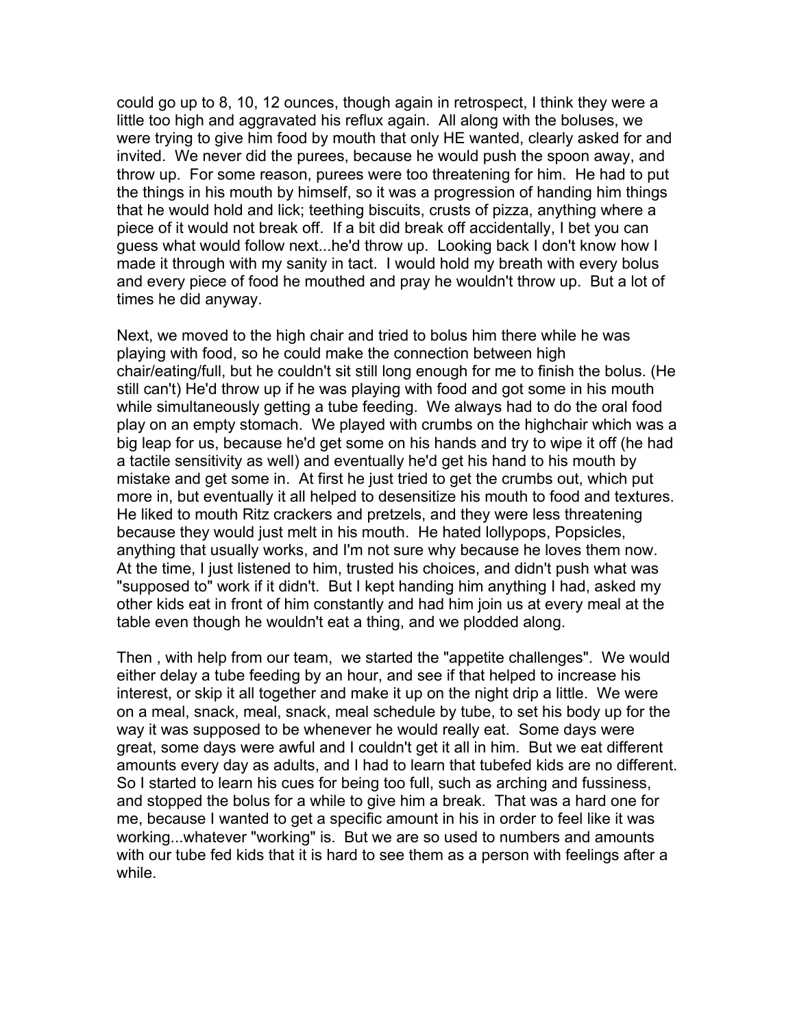could go up to 8, 10, 12 ounces, though again in retrospect, I think they were a little too high and aggravated his reflux again. All along with the boluses, we were trying to give him food by mouth that only HE wanted, clearly asked for and invited. We never did the purees, because he would push the spoon away, and throw up. For some reason, purees were too threatening for him. He had to put the things in his mouth by himself, so it was a progression of handing him things that he would hold and lick; teething biscuits, crusts of pizza, anything where a piece of it would not break off. If a bit did break off accidentally, I bet you can guess what would follow next...he'd throw up. Looking back I don't know how I made it through with my sanity in tact. I would hold my breath with every bolus and every piece of food he mouthed and pray he wouldn't throw up. But a lot of times he did anyway.

Next, we moved to the high chair and tried to bolus him there while he was playing with food, so he could make the connection between high chair/eating/full, but he couldn't sit still long enough for me to finish the bolus. (He still can't) He'd throw up if he was playing with food and got some in his mouth while simultaneously getting a tube feeding. We always had to do the oral food play on an empty stomach. We played with crumbs on the highchair which was a big leap for us, because he'd get some on his hands and try to wipe it off (he had a tactile sensitivity as well) and eventually he'd get his hand to his mouth by mistake and get some in. At first he just tried to get the crumbs out, which put more in, but eventually it all helped to desensitize his mouth to food and textures. He liked to mouth Ritz crackers and pretzels, and they were less threatening because they would just melt in his mouth. He hated lollypops, Popsicles, anything that usually works, and I'm not sure why because he loves them now. At the time, I just listened to him, trusted his choices, and didn't push what was "supposed to" work if it didn't. But I kept handing him anything I had, asked my other kids eat in front of him constantly and had him join us at every meal at the table even though he wouldn't eat a thing, and we plodded along.

Then , with help from our team, we started the "appetite challenges". We would either delay a tube feeding by an hour, and see if that helped to increase his interest, or skip it all together and make it up on the night drip a little. We were on a meal, snack, meal, snack, meal schedule by tube, to set his body up for the way it was supposed to be whenever he would really eat. Some days were great, some days were awful and I couldn't get it all in him. But we eat different amounts every day as adults, and I had to learn that tubefed kids are no different. So I started to learn his cues for being too full, such as arching and fussiness, and stopped the bolus for a while to give him a break. That was a hard one for me, because I wanted to get a specific amount in his in order to feel like it was working...whatever "working" is. But we are so used to numbers and amounts with our tube fed kids that it is hard to see them as a person with feelings after a while.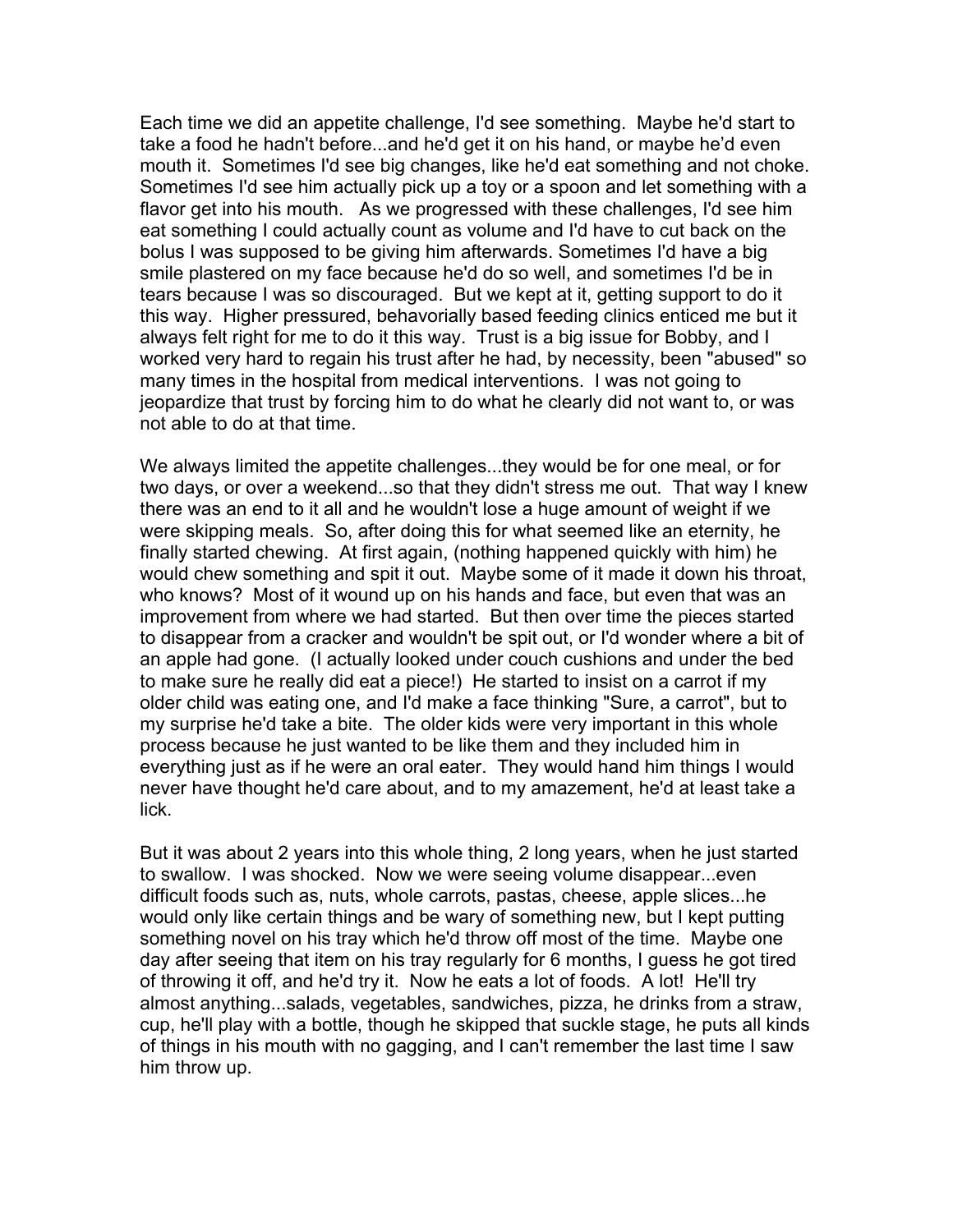Each time we did an appetite challenge, I'd see something. Maybe he'd start to take a food he hadn't before...and he'd get it on his hand, or maybe he'd even mouth it. Sometimes I'd see big changes, like he'd eat something and not choke. Sometimes I'd see him actually pick up a toy or a spoon and let something with a flavor get into his mouth. As we progressed with these challenges, I'd see him eat something I could actually count as volume and I'd have to cut back on the bolus I was supposed to be giving him afterwards. Sometimes I'd have a big smile plastered on my face because he'd do so well, and sometimes I'd be in tears because I was so discouraged. But we kept at it, getting support to do it this way. Higher pressured, behaviorially based feeding clinics enticed me but it always felt right for me to do it this way. Trust is a big issue for Bobby, and I worked very hard to regain his trust after he had, by necessity, been "abused" so many times in the hospital from medical interventions. I was not going to jeopardize that trust by forcing him to do what he clearly did not want to, or was not able to do at that time.

We always limited the appetite challenges...they would be for one meal, or for two days, or over a weekend...so that they didn't stress me out. That way I knew there was an end to it all and he wouldn't lose a huge amount of weight if we were skipping meals. So, after doing this for what seemed like an eternity, he finally started chewing. At first again, (nothing happened quickly with him) he would chew something and spit it out. Maybe some of it made it down his throat, who knows? Most of it wound up on his hands and face, but even that was an improvement from where we had started. But then over time the pieces started to disappear from a cracker and wouldn't be spit out, or I'd wonder where a bit of an apple had gone. (I actually looked under couch cushions and under the bed to make sure he really did eat a piece!) He started to insist on a carrot if my older child was eating one, and I'd make a face thinking "Sure, a carrot", but to my surprise he'd take a bite. The older kids were very important in this whole process because he just wanted to be like them and they included him in everything just as if he were an oral eater. They would hand him things I would never have thought he'd care about, and to my amazement, he'd at least take a lick.

But it was about 2 years into this whole thing, 2 long years, when he just started to swallow. I was shocked. Now we were seeing volume disappear...even difficult foods such as, nuts, whole carrots, pastas, cheese, apple slices...he would only like certain things and be wary of something new, but I kept putting something novel on his tray which he'd throw off most of the time. Maybe one day after seeing that item on his tray regularly for 6 months, I guess he got tired of throwing it off, and he'd try it. Now he eats a lot of foods. A lot! He'll try almost anything...salads, vegetables, sandwiches, pizza, he drinks from a straw, cup, he'll play with a bottle, though he skipped that suckle stage, he puts all kinds of things in his mouth with no gagging, and I can't remember the last time I saw him throw up.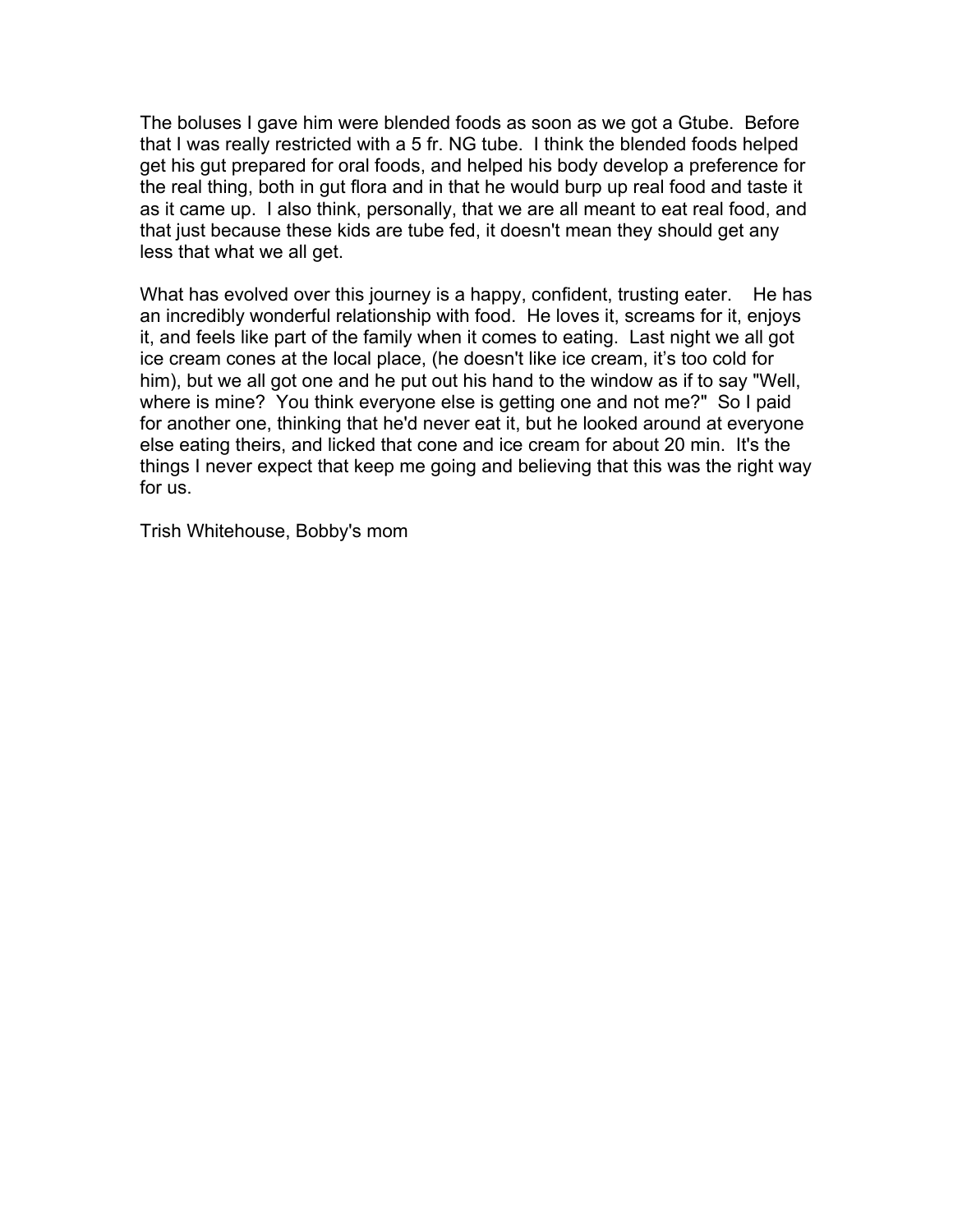The boluses I gave him were blended foods as soon as we got a Gtube. Before that I was really restricted with a 5 fr. NG tube. I think the blended foods helped get his gut prepared for oral foods, and helped his body develop a preference for the real thing, both in gut flora and in that he would burp up real food and taste it as it came up. I also think, personally, that we are all meant to eat real food, and that just because these kids are tube fed, it doesn't mean they should get any less that what we all get.

What has evolved over this journey is a happy, confident, trusting eater. He has an incredibly wonderful relationship with food. He loves it, screams for it, enjoys it, and feels like part of the family when it comes to eating. Last night we all got ice cream cones at the local place, (he doesn't like ice cream, it's too cold for him), but we all got one and he put out his hand to the window as if to say "Well, where is mine? You think everyone else is getting one and not me?" So I paid for another one, thinking that he'd never eat it, but he looked around at everyone else eating theirs, and licked that cone and ice cream for about 20 min. It's the things I never expect that keep me going and believing that this was the right way for us.

Trish Whitehouse, Bobby's mom